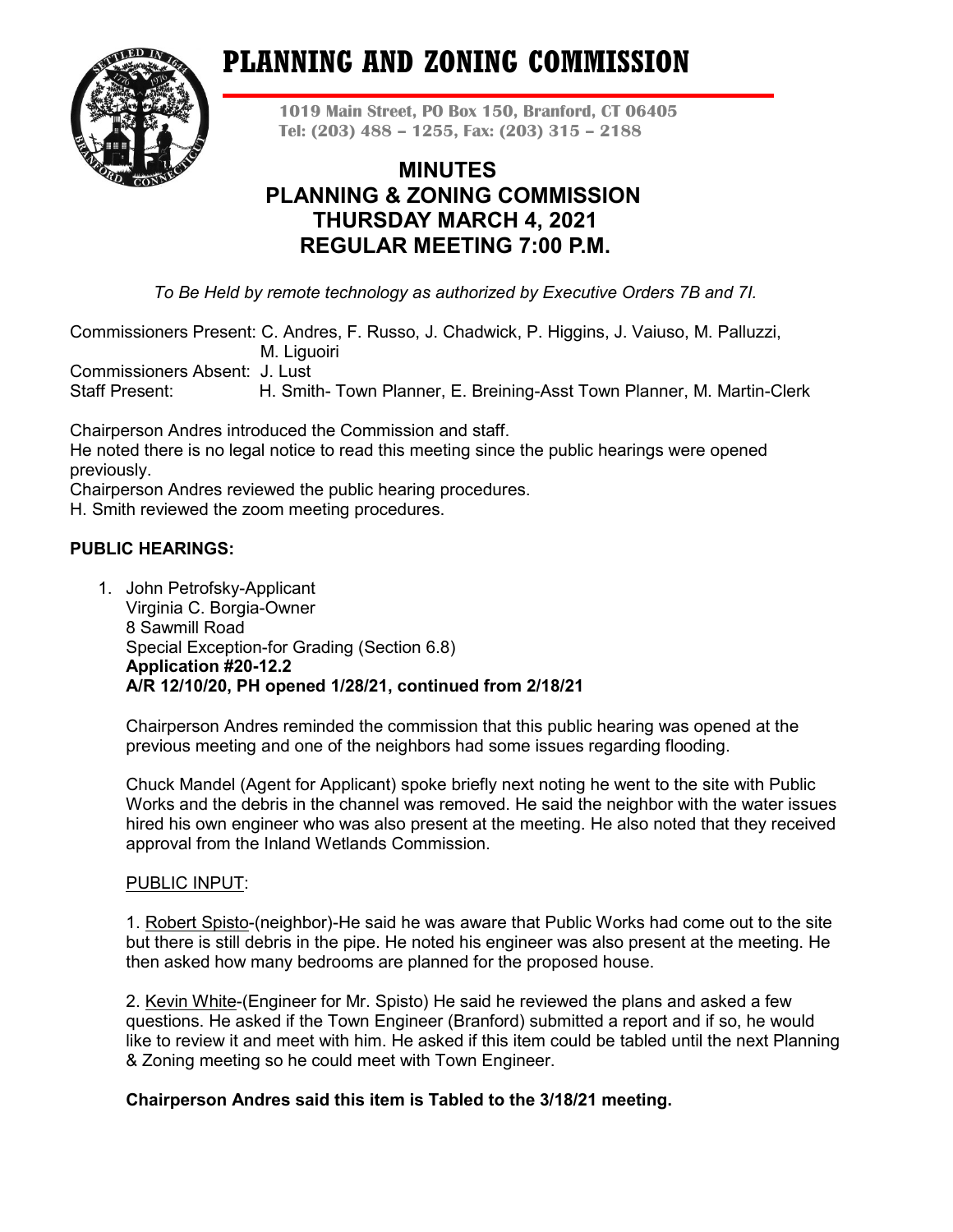# PLANNING AND ZONING COMMISSION

**1019 Main Street, PO Box 150, Branford, CT 06405**
**Tel: (203) 488 – 1255, Fax: (203) 315 – 2188**

## MINUTES
## PLANNING & ZONING COMMISSION
## THURSDAY MARCH 4, 2021
## REGULAR MEETING 7:00 P.M.

*To Be Held by remote technology as authorized by Executive Orders 7B and 7I.*

Commissioners Present: C. Andres, F. Russo, J. Chadwick, P. Higgins, J. Vaiuso, M. Palluzzi, M. Liguoiri
Commissioners Absent: J. Lust
Staff Present: H. Smith- Town Planner, E. Breining-Asst Town Planner, M. Martin-Clerk

Chairperson Andres introduced the Commission and staff.
He noted there is no legal notice to read this meeting since the public hearings were opened previously.
Chairperson Andres reviewed the public hearing procedures.
H. Smith reviewed the zoom meeting procedures.

**PUBLIC HEARINGS:**

1. John Petrofsky-Applicant
   Virginia C. Borgia-Owner
   8 Sawmill Road
   Special Exception-for Grading (Section 6.8)
   **Application #20-12.2**
   **A/R 12/10/20, PH opened 1/28/21, continued from 2/18/21**

   Chairperson Andres reminded the commission that this public hearing was opened at the previous meeting and one of the neighbors had some issues regarding flooding.

   Chuck Mandel (Agent for Applicant) spoke briefly next noting he went to the site with Public Works and the debris in the channel was removed. He said the neighbor with the water issues hired his own engineer who was also present at the meeting. He also noted that they received approval from the Inland Wetlands Commission.

   PUBLIC INPUT:

   1. Robert Spisto-(neighbor)-He said he was aware that Public Works had come out to the site but there is still debris in the pipe. He noted his engineer was also present at the meeting. He then asked how many bedrooms are planned for the proposed house.

   2. Kevin White-(Engineer for Mr. Spisto) He said he reviewed the plans and asked a few questions. He asked if the Town Engineer (Branford) submitted a report and if so, he would like to review it and meet with him. He asked if this item could be tabled until the next Planning & Zoning meeting so he could meet with Town Engineer.

   **Chairperson Andres said this item is Tabled to the 3/18/21 meeting.**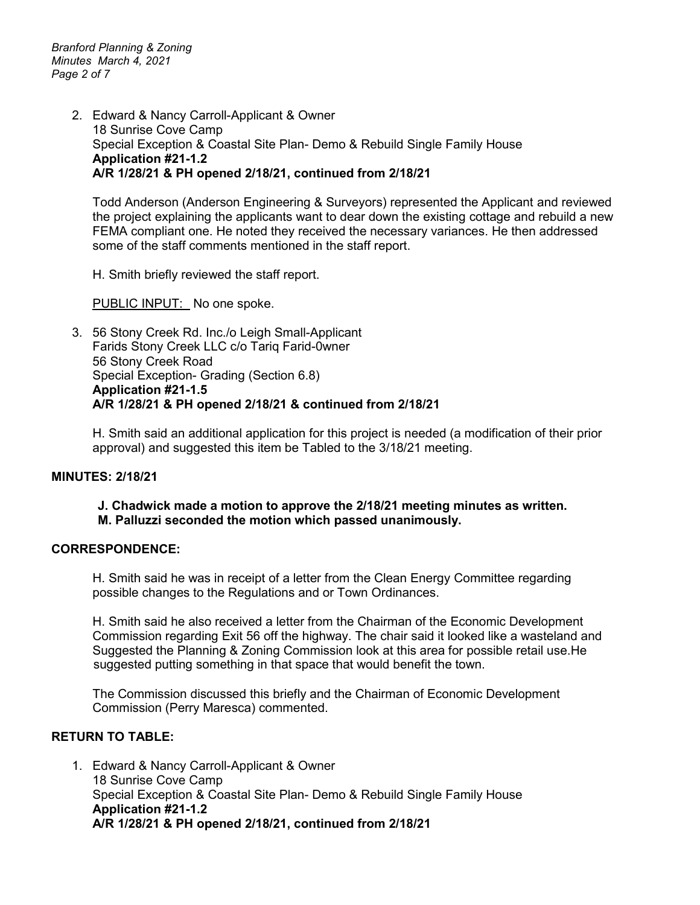2. Edward & Nancy Carroll-Applicant & Owner
   18 Sunrise Cove Camp
   Special Exception & Coastal Site Plan- Demo & Rebuild Single Family House
   **Application #21-1.2**
   **A/R 1/28/21 & PH opened 2/18/21, continued from 2/18/21**

   Todd Anderson (Anderson Engineering & Surveyors) represented the Applicant and reviewed the project explaining the applicants want to dear down the existing cottage and rebuild a new FEMA compliant one. He noted they received the necessary variances. He then addressed some of the staff comments mentioned in the staff report.

   H. Smith briefly reviewed the staff report.

   PUBLIC INPUT: No one spoke.

3. 56 Stony Creek Rd. Inc./o Leigh Small-Applicant
   Farids Stony Creek LLC c/o Tariq Farid-0wner
   56 Stony Creek Road
   Special Exception- Grading (Section 6.8)
   **Application #21-1.5**
   **A/R 1/28/21 & PH opened 2/18/21 & continued from 2/18/21**

   H. Smith said an additional application for this project is needed (a modification of their prior approval) and suggested this item be Tabled to the 3/18/21 meeting.

**MINUTES: 2/18/21**

**J. Chadwick made a motion to approve the 2/18/21 meeting minutes as written.**
**M. Palluzzi seconded the motion which passed unanimously.**

**CORRESPONDENCE:**

H. Smith said he was in receipt of a letter from the Clean Energy Committee regarding possible changes to the Regulations and or Town Ordinances.

H. Smith said he also received a letter from the Chairman of the Economic Development Commission regarding Exit 56 off the highway. The chair said it looked like a wasteland and Suggested the Planning & Zoning Commission look at this area for possible retail use.He suggested putting something in that space that would benefit the town.

The Commission discussed this briefly and the Chairman of Economic Development Commission (Perry Maresca) commented.

**RETURN TO TABLE:**

1. Edward & Nancy Carroll-Applicant & Owner
   18 Sunrise Cove Camp
   Special Exception & Coastal Site Plan- Demo & Rebuild Single Family House
   **Application #21-1.2**
   **A/R 1/28/21 & PH opened 2/18/21, continued from 2/18/21**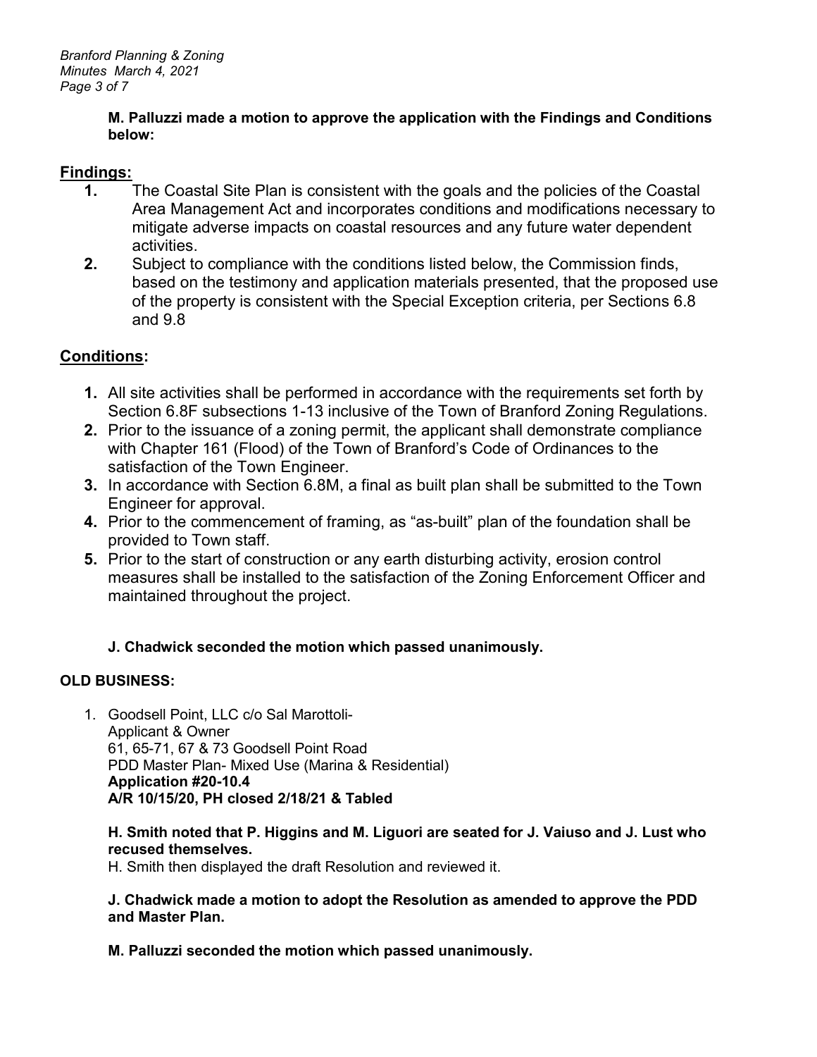**M. Palluzzi made a motion to approve the application with the Findings and Conditions below:**

## Findings:

1. The Coastal Site Plan is consistent with the goals and the policies of the Coastal Area Management Act and incorporates conditions and modifications necessary to mitigate adverse impacts on coastal resources and any future water dependent activities.
2. Subject to compliance with the conditions listed below, the Commission finds, based on the testimony and application materials presented, that the proposed use of the property is consistent with the Special Exception criteria, per Sections 6.8 and 9.8

## Conditions:

1. All site activities shall be performed in accordance with the requirements set forth by Section 6.8F subsections 1-13 inclusive of the Town of Branford Zoning Regulations.
2. Prior to the issuance of a zoning permit, the applicant shall demonstrate compliance with Chapter 161 (Flood) of the Town of Branford's Code of Ordinances to the satisfaction of the Town Engineer.
3. In accordance with Section 6.8M, a final as built plan shall be submitted to the Town Engineer for approval.
4. Prior to the commencement of framing, as "as-built" plan of the foundation shall be provided to Town staff.
5. Prior to the start of construction or any earth disturbing activity, erosion control measures shall be installed to the satisfaction of the Zoning Enforcement Officer and maintained throughout the project.

**J. Chadwick seconded the motion which passed unanimously.**

**OLD BUSINESS:**

1. Goodsell Point, LLC c/o Sal Marottoli-
   Applicant & Owner
   61, 65-71, 67 & 73 Goodsell Point Road
   PDD Master Plan- Mixed Use (Marina & Residential)
   **Application #20-10.4**
   **A/R 10/15/20, PH closed 2/18/21 & Tabled**

   **H. Smith noted that P. Higgins and M. Liguori are seated for J. Vaiuso and J. Lust who recused themselves.**
   H. Smith then displayed the draft Resolution and reviewed it.

   **J. Chadwick made a motion to adopt the Resolution as amended to approve the PDD and Master Plan.**

   **M. Palluzzi seconded the motion which passed unanimously.**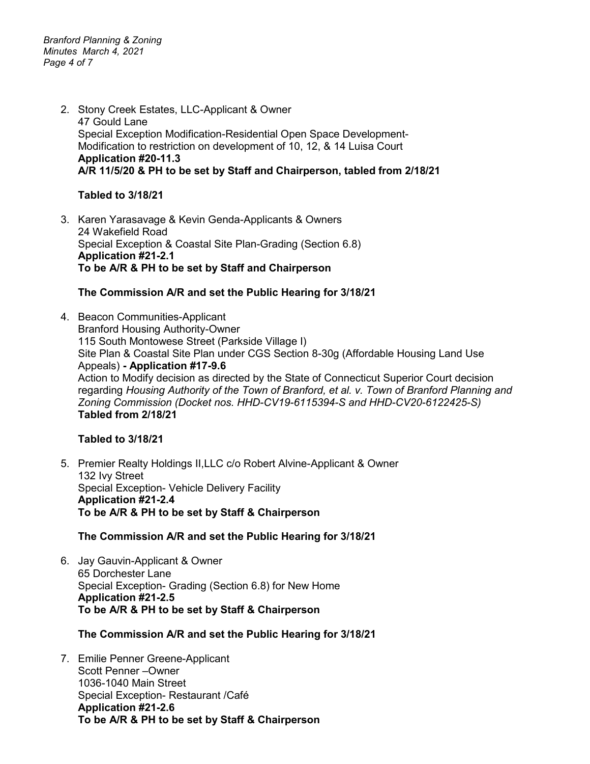2. Stony Creek Estates, LLC-Applicant & Owner
   47 Gould Lane
   Special Exception Modification-Residential Open Space Development-
   Modification to restriction on development of 10, 12, & 14 Luisa Court
   **Application #20-11.3**
   **A/R 11/5/20 & PH to be set by Staff and Chairperson, tabled from 2/18/21**

   **Tabled to 3/18/21**

3. Karen Yarasavage & Kevin Genda-Applicants & Owners
   24 Wakefield Road
   Special Exception & Coastal Site Plan-Grading (Section 6.8)
   **Application #21-2.1**
   **To be A/R & PH to be set by Staff and Chairperson**

   **The Commission A/R and set the Public Hearing for 3/18/21**

4. Beacon Communities-Applicant
   Branford Housing Authority-Owner
   115 South Montowese Street (Parkside Village I)
   Site Plan & Coastal Site Plan under CGS Section 8-30g (Affordable Housing Land Use Appeals) **- Application #17-9.6**
   Action to Modify decision as directed by the State of Connecticut Superior Court decision regarding *Housing Authority of the Town of Branford, et al. v. Town of Branford Planning and Zoning Commission (Docket nos. HHD-CV19-6115394-S and HHD-CV20-6122425-S)*
   **Tabled from 2/18/21**

   **Tabled to 3/18/21**

5. Premier Realty Holdings II,LLC c/o Robert Alvine-Applicant & Owner
   132 Ivy Street
   Special Exception- Vehicle Delivery Facility
   **Application #21-2.4**
   **To be A/R & PH to be set by Staff & Chairperson**

   **The Commission A/R and set the Public Hearing for 3/18/21**

6. Jay Gauvin-Applicant & Owner
   65 Dorchester Lane
   Special Exception- Grading (Section 6.8) for New Home
   **Application #21-2.5**
   **To be A/R & PH to be set by Staff & Chairperson**

   **The Commission A/R and set the Public Hearing for 3/18/21**

7. Emilie Penner Greene-Applicant
   Scott Penner –Owner
   1036-1040 Main Street
   Special Exception- Restaurant /Café
   **Application #21-2.6**
   **To be A/R & PH to be set by Staff & Chairperson**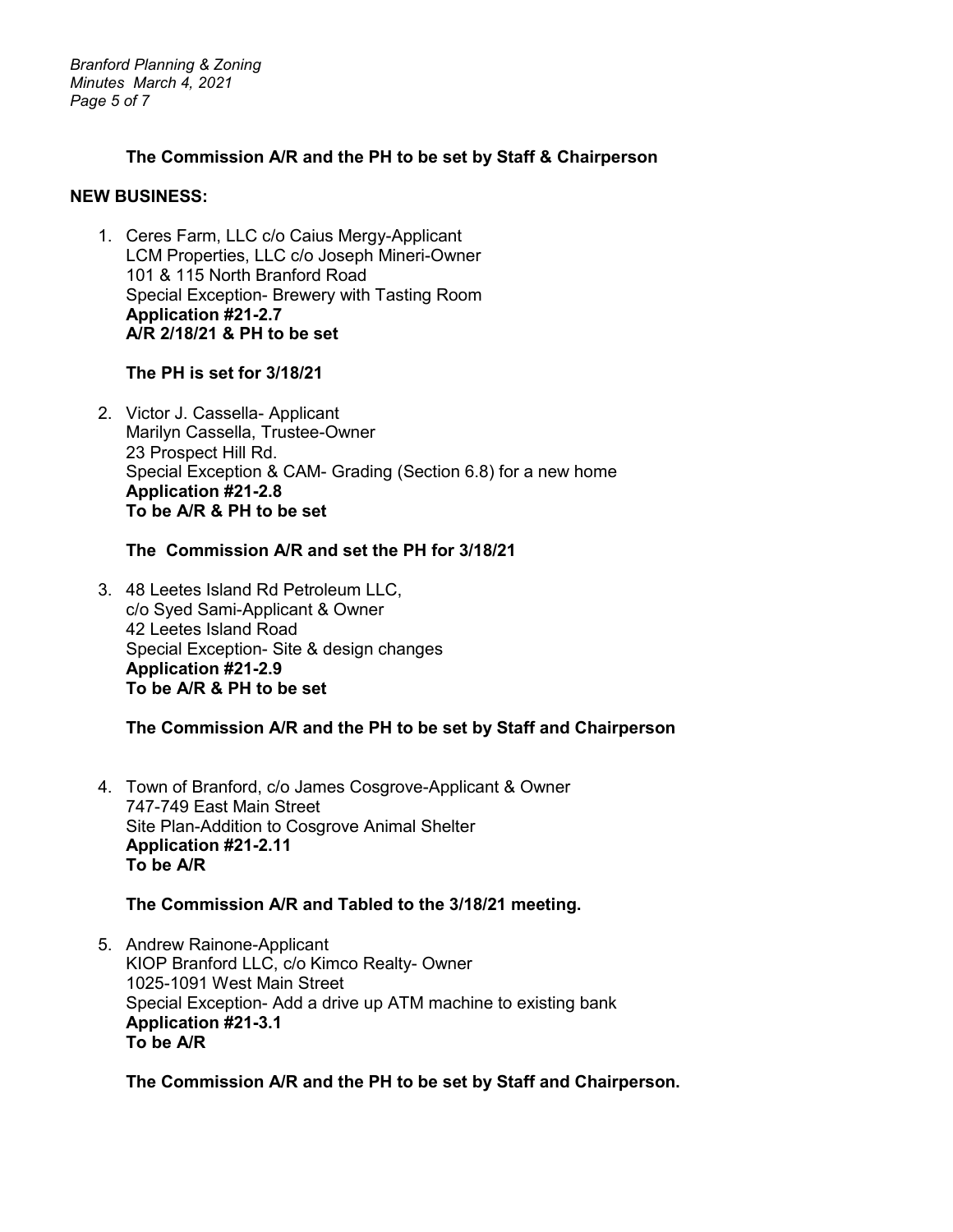**The Commission A/R and the PH to be set by Staff & Chairperson**

**NEW BUSINESS:**

1. Ceres Farm, LLC c/o Caius Mergy-Applicant
   LCM Properties, LLC c/o Joseph Mineri-Owner
   101 & 115 North Branford Road
   Special Exception- Brewery with Tasting Room
   **Application #21-2.7**
   **A/R 2/18/21 & PH to be set**

   **The PH is set for 3/18/21**

2. Victor J. Cassella- Applicant
   Marilyn Cassella, Trustee-Owner
   23 Prospect Hill Rd.
   Special Exception & CAM- Grading (Section 6.8) for a new home
   **Application #21-2.8**
   **To be A/R & PH to be set**

   **The Commission A/R and set the PH for 3/18/21**

3. 48 Leetes Island Rd Petroleum LLC,
   c/o Syed Sami-Applicant & Owner
   42 Leetes Island Road
   Special Exception- Site & design changes
   **Application #21-2.9**
   **To be A/R & PH to be set**

   **The Commission A/R and the PH to be set by Staff and Chairperson**

4. Town of Branford, c/o James Cosgrove-Applicant & Owner
   747-749 East Main Street
   Site Plan-Addition to Cosgrove Animal Shelter
   **Application #21-2.11**
   **To be A/R**

   **The Commission A/R and Tabled to the 3/18/21 meeting.**

5. Andrew Rainone-Applicant
   KIOP Branford LLC, c/o Kimco Realty- Owner
   1025-1091 West Main Street
   Special Exception- Add a drive up ATM machine to existing bank
   **Application #21-3.1**
   **To be A/R**

   **The Commission A/R and the PH to be set by Staff and Chairperson.**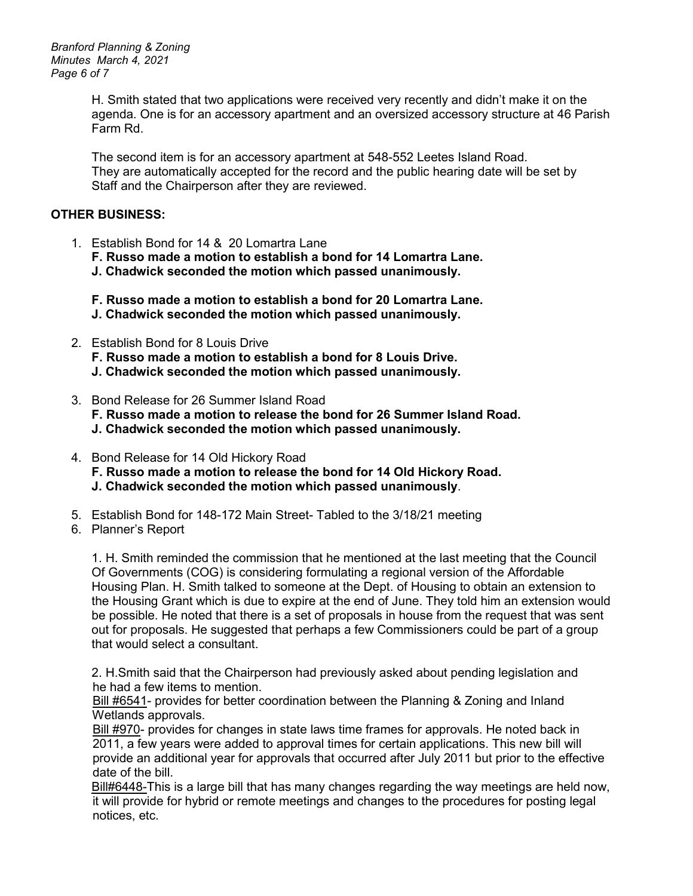H. Smith stated that two applications were received very recently and didn't make it on the agenda. One is for an accessory apartment and an oversized accessory structure at 46 Parish Farm Rd.

The second item is for an accessory apartment at 548-552 Leetes Island Road. They are automatically accepted for the record and the public hearing date will be set by Staff and the Chairperson after they are reviewed.

**OTHER BUSINESS:**

1. Establish Bond for 14 & 20 Lomartra Lane
   **F. Russo made a motion to establish a bond for 14 Lomartra Lane.**
   **J. Chadwick seconded the motion which passed unanimously.**

   **F. Russo made a motion to establish a bond for 20 Lomartra Lane.**
   **J. Chadwick seconded the motion which passed unanimously.**

2. Establish Bond for 8 Louis Drive
   **F. Russo made a motion to establish a bond for 8 Louis Drive.**
   **J. Chadwick seconded the motion which passed unanimously.**

3. Bond Release for 26 Summer Island Road
   **F. Russo made a motion to release the bond for 26 Summer Island Road.**
   **J. Chadwick seconded the motion which passed unanimously.**

4. Bond Release for 14 Old Hickory Road
   **F. Russo made a motion to release the bond for 14 Old Hickory Road.**
   **J. Chadwick seconded the motion which passed unanimously**.

5. Establish Bond for 148-172 Main Street- Tabled to the 3/18/21 meeting
6. Planner's Report

   1. H. Smith reminded the commission that he mentioned at the last meeting that the Council Of Governments (COG) is considering formulating a regional version of the Affordable Housing Plan. H. Smith talked to someone at the Dept. of Housing to obtain an extension to the Housing Grant which is due to expire at the end of June. They told him an extension would be possible. He noted that there is a set of proposals in house from the request that was sent out for proposals. He suggested that perhaps a few Commissioners could be part of a group that would select a consultant.

   2. H.Smith said that the Chairperson had previously asked about pending legislation and he had a few items to mention.
   Bill #6541- provides for better coordination between the Planning & Zoning and Inland Wetlands approvals.
   Bill #970- provides for changes in state laws time frames for approvals. He noted back in 2011, a few years were added to approval times for certain applications. This new bill will provide an additional year for approvals that occurred after July 2011 but prior to the effective date of the bill.
   Bill#6448-This is a large bill that has many changes regarding the way meetings are held now, it will provide for hybrid or remote meetings and changes to the procedures for posting legal notices, etc.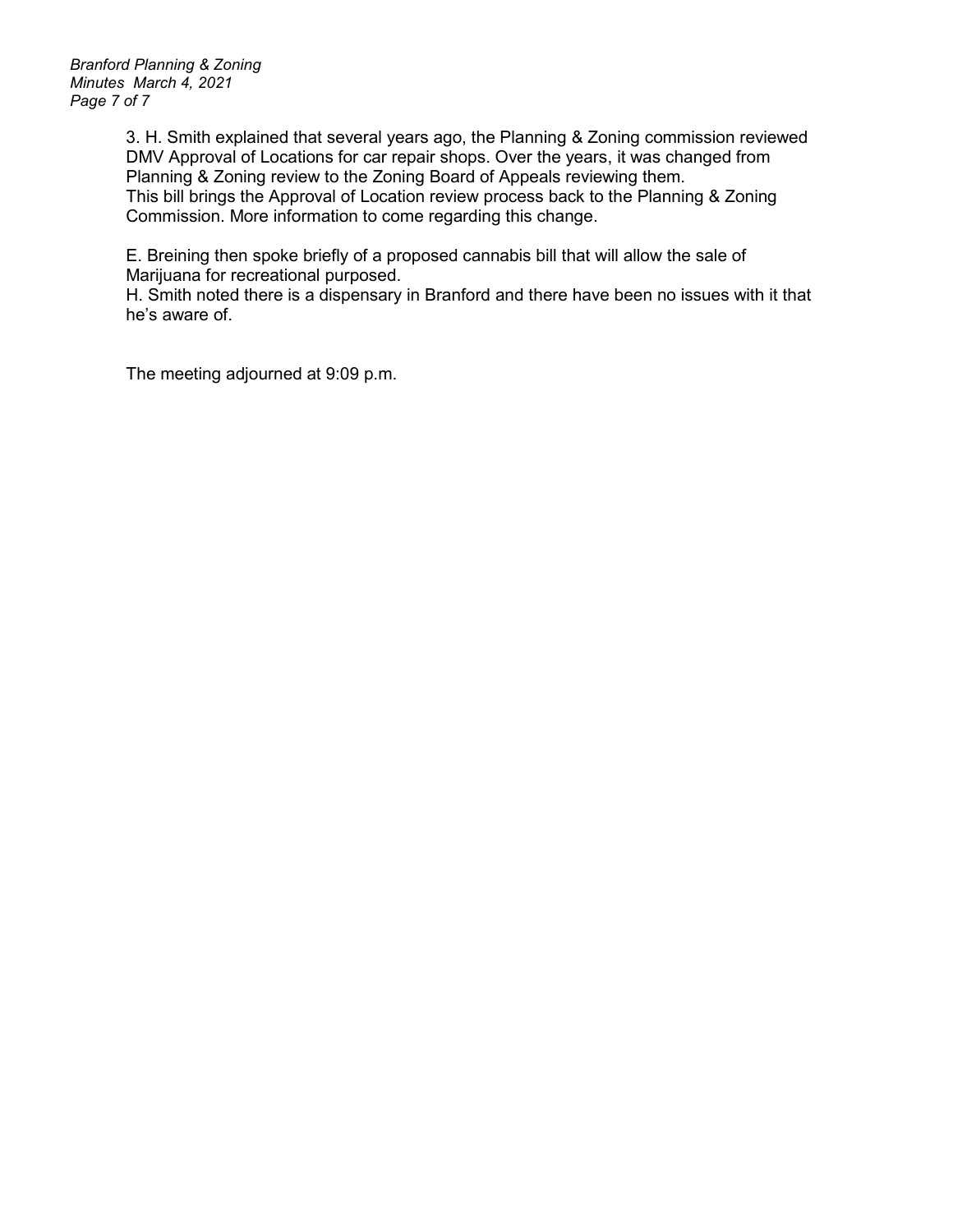3. H. Smith explained that several years ago, the Planning & Zoning commission reviewed DMV Approval of Locations for car repair shops. Over the years, it was changed from Planning & Zoning review to the Zoning Board of Appeals reviewing them.
This bill brings the Approval of Location review process back to the Planning & Zoning Commission. More information to come regarding this change.

E. Breining then spoke briefly of a proposed cannabis bill that will allow the sale of Marijuana for recreational purposed.
H. Smith noted there is a dispensary in Branford and there have been no issues with it that he's aware of.

The meeting adjourned at 9:09 p.m.